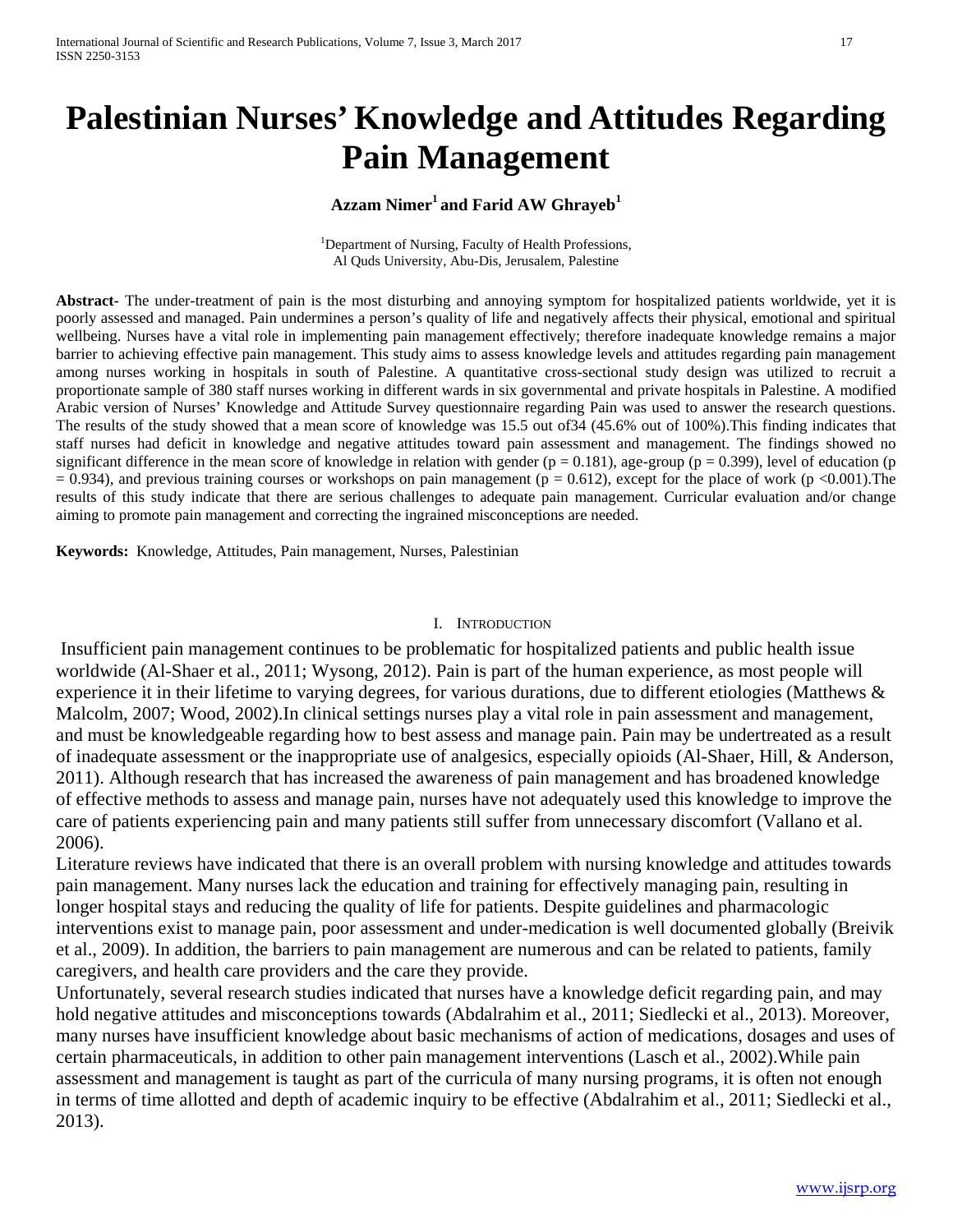# Palestinian Nurses' Knowledge and Attitudes Regarding Pain Management

**Azzam Nimer[1] and Farid AW Ghrayeb[1]**

[1]Department of Nursing, Faculty of Health Professions, Al Quds University, Abu-Dis, Jerusalem, Palestine

**Abstract-** The under-treatment of pain is the most disturbing and annoying symptom for hospitalized patients worldwide, yet it is poorly assessed and managed. Pain undermines a person's quality of life and negatively affects their physical, emotional and spiritual wellbeing. Nurses have a vital role in implementing pain management effectively; therefore inadequate knowledge remains a major barrier to achieving effective pain management. This study aims to assess knowledge levels and attitudes regarding pain management among nurses working in hospitals in south of Palestine. A quantitative cross-sectional study design was utilized to recruit a proportionate sample of 380 staff nurses working in different wards in six governmental and private hospitals in Palestine. A modified Arabic version of Nurses' Knowledge and Attitude Survey questionnaire regarding Pain was used to answer the research questions. The results of the study showed that a mean score of knowledge was 15.5 out of34 (45.6% out of 100%).This finding indicates that staff nurses had deficit in knowledge and negative attitudes toward pain assessment and management. The findings showed no significant difference in the mean score of knowledge in relation with gender ($p = 0.181$), age-group ($p = 0.399$), level of education ($p = 0.934$), and previous training courses or workshops on pain management ($p = 0.612$), except for the place of work ($p < 0.001$).The results of this study indicate that there are serious challenges to adequate pain management. Curricular evaluation and/or change aiming to promote pain management and correcting the ingrained misconceptions are needed.

**Keywords:** Knowledge, Attitudes, Pain management, Nurses, Palestinian

## I. Introduction

Insufficient pain management continues to be problematic for hospitalized patients and public health issue worldwide (Al-Shaer et al., 2011; Wysong, 2012). Pain is part of the human experience, as most people will experience it in their lifetime to varying degrees, for various durations, due to different etiologies (Matthews & Malcolm, 2007; Wood, 2002).In clinical settings nurses play a vital role in pain assessment and management, and must be knowledgeable regarding how to best assess and manage pain. Pain may be undertreated as a result of inadequate assessment or the inappropriate use of analgesics, especially opioids (Al-Shaer, Hill, & Anderson, 2011). Although research that has increased the awareness of pain management and has broadened knowledge of effective methods to assess and manage pain, nurses have not adequately used this knowledge to improve the care of patients experiencing pain and many patients still suffer from unnecessary discomfort (Vallano et al. 2006).

Literature reviews have indicated that there is an overall problem with nursing knowledge and attitudes towards pain management. Many nurses lack the education and training for effectively managing pain, resulting in longer hospital stays and reducing the quality of life for patients. Despite guidelines and pharmacologic interventions exist to manage pain, poor assessment and under-medication is well documented globally (Breivik et al., 2009). In addition, the barriers to pain management are numerous and can be related to patients, family caregivers, and health care providers and the care they provide.

Unfortunately, several research studies indicated that nurses have a knowledge deficit regarding pain, and may hold negative attitudes and misconceptions towards (Abdalrahim et al., 2011; Siedlecki et al., 2013). Moreover, many nurses have insufficient knowledge about basic mechanisms of action of medications, dosages and uses of certain pharmaceuticals, in addition to other pain management interventions (Lasch et al., 2002).While pain assessment and management is taught as part of the curricula of many nursing programs, it is often not enough in terms of time allotted and depth of academic inquiry to be effective (Abdalrahim et al., 2011; Siedlecki et al., 2013).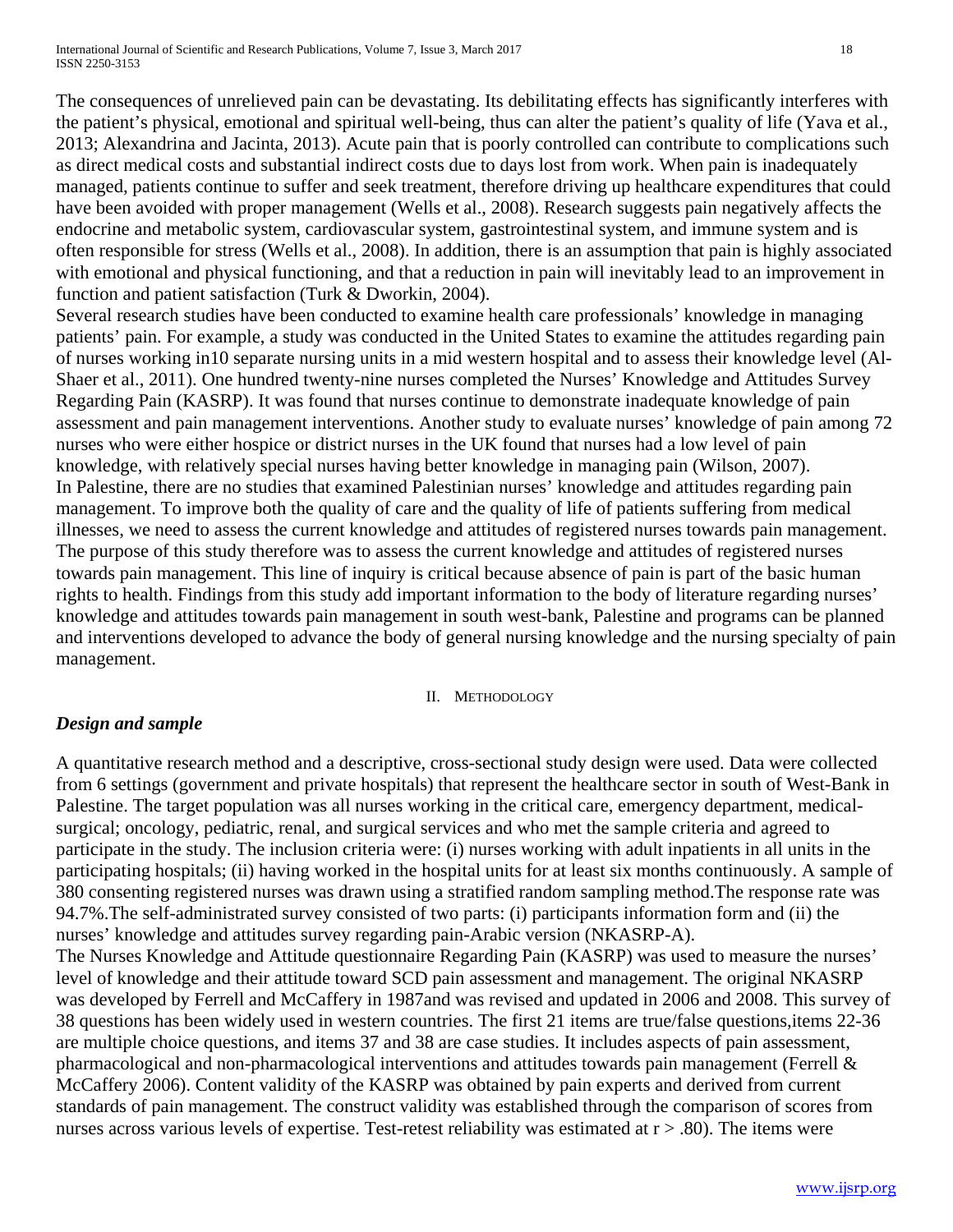The consequences of unrelieved pain can be devastating. Its debilitating effects has significantly interferes with the patient's physical, emotional and spiritual well-being, thus can alter the patient's quality of life (Yava et al., 2013; Alexandrina and Jacinta, 2013). Acute pain that is poorly controlled can contribute to complications such as direct medical costs and substantial indirect costs due to days lost from work. When pain is inadequately managed, patients continue to suffer and seek treatment, therefore driving up healthcare expenditures that could have been avoided with proper management (Wells et al., 2008). Research suggests pain negatively affects the endocrine and metabolic system, cardiovascular system, gastrointestinal system, and immune system and is often responsible for stress (Wells et al., 2008). In addition, there is an assumption that pain is highly associated with emotional and physical functioning, and that a reduction in pain will inevitably lead to an improvement in function and patient satisfaction (Turk & Dworkin, 2004).

Several research studies have been conducted to examine health care professionals' knowledge in managing patients' pain. For example, a study was conducted in the United States to examine the attitudes regarding pain of nurses working in10 separate nursing units in a mid western hospital and to assess their knowledge level (Al-Shaer et al., 2011). One hundred twenty-nine nurses completed the Nurses' Knowledge and Attitudes Survey Regarding Pain (KASRP). It was found that nurses continue to demonstrate inadequate knowledge of pain assessment and pain management interventions. Another study to evaluate nurses' knowledge of pain among 72 nurses who were either hospice or district nurses in the UK found that nurses had a low level of pain knowledge, with relatively special nurses having better knowledge in managing pain (Wilson, 2007).

In Palestine, there are no studies that examined Palestinian nurses' knowledge and attitudes regarding pain management. To improve both the quality of care and the quality of life of patients suffering from medical illnesses, we need to assess the current knowledge and attitudes of registered nurses towards pain management. The purpose of this study therefore was to assess the current knowledge and attitudes of registered nurses towards pain management. This line of inquiry is critical because absence of pain is part of the basic human rights to health. Findings from this study add important information to the body of literature regarding nurses' knowledge and attitudes towards pain management in south west-bank, Palestine and programs can be planned and interventions developed to advance the body of general nursing knowledge and the nursing specialty of pain management.

## II. Methodology

### *Design and sample*

A quantitative research method and a descriptive, cross-sectional study design were used. Data were collected from 6 settings (government and private hospitals) that represent the healthcare sector in south of West-Bank in Palestine. The target population was all nurses working in the critical care, emergency department, medical-surgical; oncology, pediatric, renal, and surgical services and who met the sample criteria and agreed to participate in the study. The inclusion criteria were: (i) nurses working with adult inpatients in all units in the participating hospitals; (ii) having worked in the hospital units for at least six months continuously. A sample of 380 consenting registered nurses was drawn using a stratified random sampling method.The response rate was 94.7%.The self-administrated survey consisted of two parts: (i) participants information form and (ii) the nurses' knowledge and attitudes survey regarding pain-Arabic version (NKASRP-A).

The Nurses Knowledge and Attitude questionnaire Regarding Pain (KASRP) was used to measure the nurses' level of knowledge and their attitude toward SCD pain assessment and management. The original NKASRP was developed by Ferrell and McCaffery in 1987and was revised and updated in 2006 and 2008. This survey of 38 questions has been widely used in western countries. The first 21 items are true/false questions,items 22-36 are multiple choice questions, and items 37 and 38 are case studies. It includes aspects of pain assessment, pharmacological and non-pharmacological interventions and attitudes towards pain management (Ferrell & McCaffery 2006). Content validity of the KASRP was obtained by pain experts and derived from current standards of pain management. The construct validity was established through the comparison of scores from nurses across various levels of expertise. Test-retest reliability was estimated at $r > .80$). The items were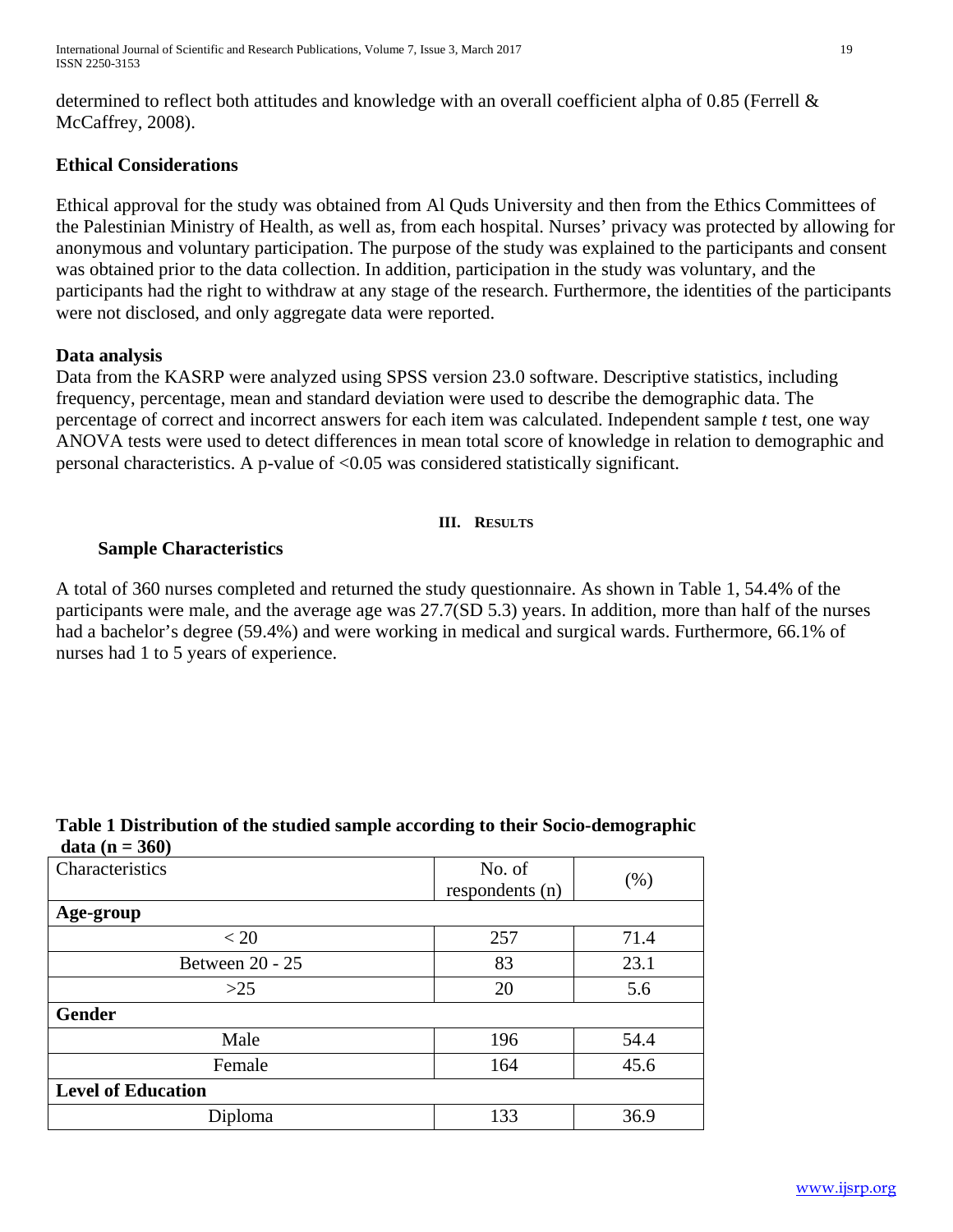determined to reflect both attitudes and knowledge with an overall coefficient alpha of 0.85 (Ferrell & McCaffrey, 2008).

### Ethical Considerations

Ethical approval for the study was obtained from Al Quds University and then from the Ethics Committees of the Palestinian Ministry of Health, as well as, from each hospital. Nurses' privacy was protected by allowing for anonymous and voluntary participation. The purpose of the study was explained to the participants and consent was obtained prior to the data collection. In addition, participation in the study was voluntary, and the participants had the right to withdraw at any stage of the research. Furthermore, the identities of the participants were not disclosed, and only aggregate data were reported.

### Data analysis

Data from the KASRP were analyzed using SPSS version 23.0 software. Descriptive statistics, including frequency, percentage, mean and standard deviation were used to describe the demographic data. The percentage of correct and incorrect answers for each item was calculated. Independent sample *t* test, one way ANOVA tests were used to detect differences in mean total score of knowledge in relation to demographic and personal characteristics. A p-value of <0.05 was considered statistically significant.

## III. Results

### Sample Characteristics

A total of 360 nurses completed and returned the study questionnaire. As shown in Table 1, 54.4% of the participants were male, and the average age was 27.7(SD 5.3) years. In addition, more than half of the nurses had a bachelor's degree (59.4%) and were working in medical and surgical wards. Furthermore, 66.1% of nurses had 1 to 5 years of experience.

**Table 1 Distribution of the studied sample according to their Socio-demographic data (n = 360)**

| Characteristics | No. of respondents (n) | (%) |
|---|---|---|
| **Age-group** | | |
| < 20 | 257 | 71.4 |
| Between 20 - 25 | 83 | 23.1 |
| >25 | 20 | 5.6 |
| **Gender** | | |
| Male | 196 | 54.4 |
| Female | 164 | 45.6 |
| **Level of Education** | | |
| Diploma | 133 | 36.9 |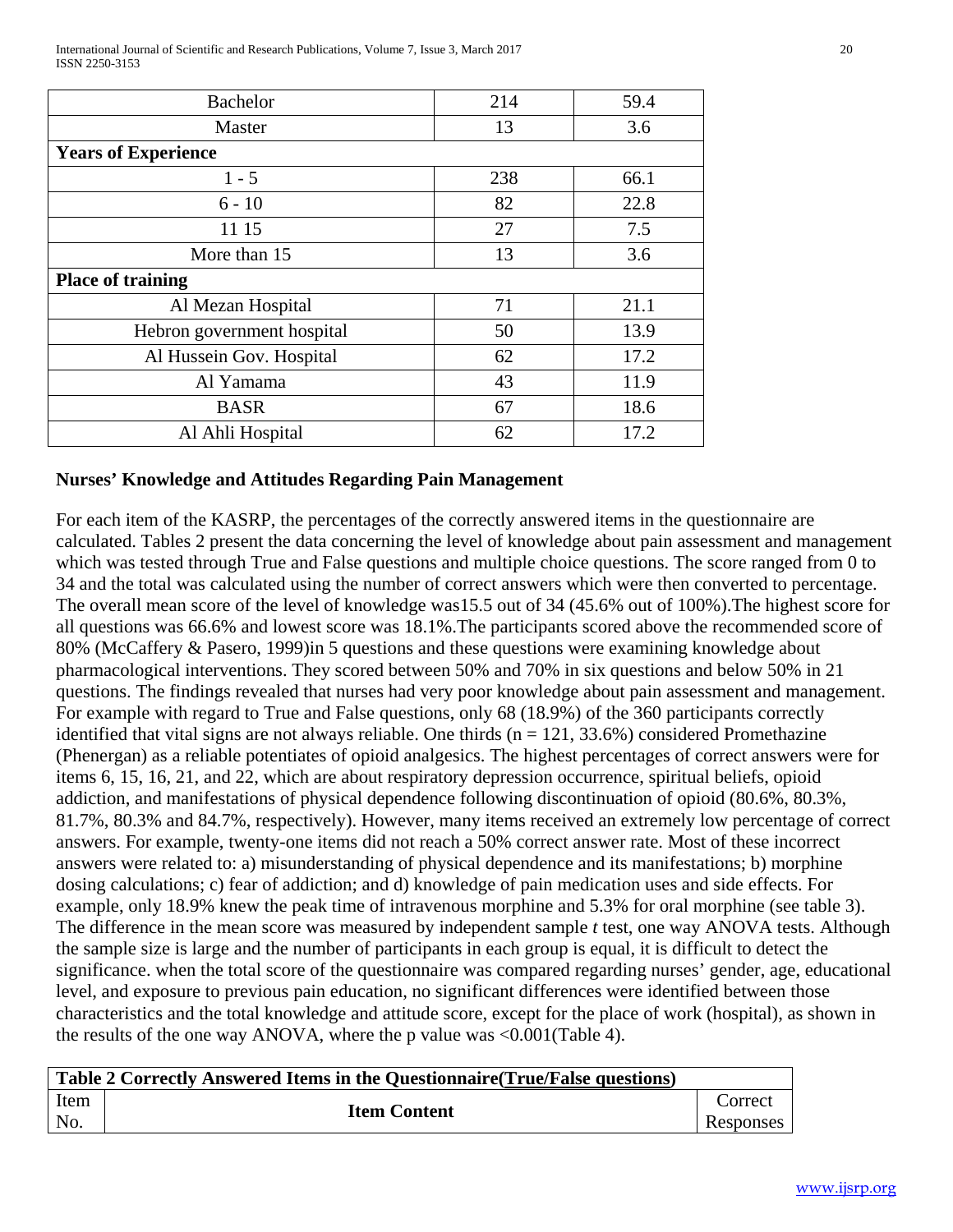| Bachelor | 214 | 59.4 |
|---|---|---|
| Master | 13 | 3.6 |
| **Years of Experience** | | |
| 1 - 5 | 238 | 66.1 |
| 6 - 10 | 82 | 22.8 |
| 11 15 | 27 | 7.5 |
| More than 15 | 13 | 3.6 |
| **Place of training** | | |
| Al Mezan Hospital | 71 | 21.1 |
| Hebron government hospital | 50 | 13.9 |
| Al Hussein Gov. Hospital | 62 | 17.2 |
| Al Yamama | 43 | 11.9 |
| BASR | 67 | 18.6 |
| Al Ahli Hospital | 62 | 17.2 |

**Nurses' Knowledge and Attitudes Regarding Pain Management**

For each item of the KASRP, the percentages of the correctly answered items in the questionnaire are calculated. Tables 2 present the data concerning the level of knowledge about pain assessment and management which was tested through True and False questions and multiple choice questions. The score ranged from 0 to 34 and the total was calculated using the number of correct answers which were then converted to percentage. The overall mean score of the level of knowledge was15.5 out of 34 (45.6% out of 100%).The highest score for all questions was 66.6% and lowest score was 18.1%.The participants scored above the recommended score of 80% (McCaffery & Pasero, 1999)in 5 questions and these questions were examining knowledge about pharmacological interventions. They scored between 50% and 70% in six questions and below 50% in 21 questions. The findings revealed that nurses had very poor knowledge about pain assessment and management. For example with regard to True and False questions, only 68 (18.9%) of the 360 participants correctly identified that vital signs are not always reliable. One thirds (n = 121, 33.6%) considered Promethazine (Phenergan) as a reliable potentiates of opioid analgesics. The highest percentages of correct answers were for items 6, 15, 16, 21, and 22, which are about respiratory depression occurrence, spiritual beliefs, opioid addiction, and manifestations of physical dependence following discontinuation of opioid (80.6%, 80.3%, 81.7%, 80.3% and 84.7%, respectively). However, many items received an extremely low percentage of correct answers. For example, twenty-one items did not reach a 50% correct answer rate. Most of these incorrect answers were related to: a) misunderstanding of physical dependence and its manifestations; b) morphine dosing calculations; c) fear of addiction; and d) knowledge of pain medication uses and side effects. For example, only 18.9% knew the peak time of intravenous morphine and 5.3% for oral morphine (see table 3). The difference in the mean score was measured by independent sample *t* test, one way ANOVA tests. Although the sample size is large and the number of participants in each group is equal, it is difficult to detect the significance. when the total score of the questionnaire was compared regarding nurses' gender, age, educational level, and exposure to previous pain education, no significant differences were identified between those characteristics and the total knowledge and attitude score, except for the place of work (hospital), as shown in the results of the one way ANOVA, where the p value was <0.001(Table 4).

| **Table 2 Correctly Answered Items in the Questionnaire(True/False questions)** | | |
|---|---|---|
| Item No. | **Item Content** | Correct Responses |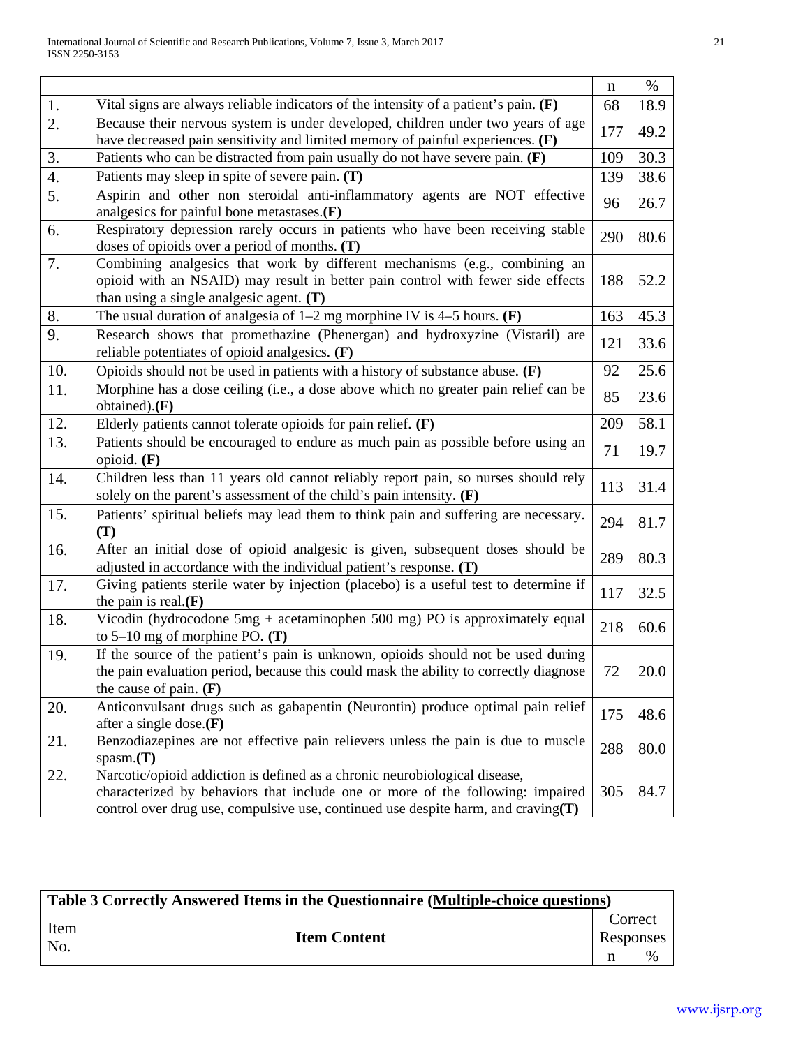| | | n | % |
|---|---|---|---|
| 1. | Vital signs are always reliable indicators of the intensity of a patient's pain. **(F)** | 68 | 18.9 |
| 2. | Because their nervous system is under developed, children under two years of age have decreased pain sensitivity and limited memory of painful experiences. **(F)** | 177 | 49.2 |
| 3. | Patients who can be distracted from pain usually do not have severe pain. **(F)** | 109 | 30.3 |
| 4. | Patients may sleep in spite of severe pain. **(T)** | 139 | 38.6 |
| 5. | Aspirin and other non steroidal anti-inflammatory agents are NOT effective analgesics for painful bone metastases.**(F)** | 96 | 26.7 |
| 6. | Respiratory depression rarely occurs in patients who have been receiving stable doses of opioids over a period of months. **(T)** | 290 | 80.6 |
| 7. | Combining analgesics that work by different mechanisms (e.g., combining an opioid with an NSAID) may result in better pain control with fewer side effects than using a single analgesic agent. **(T)** | 188 | 52.2 |
| 8. | The usual duration of analgesia of 1–2 mg morphine IV is 4–5 hours. **(F)** | 163 | 45.3 |
| 9. | Research shows that promethazine (Phenergan) and hydroxyzine (Vistaril) are reliable potentiates of opioid analgesics. **(F)** | 121 | 33.6 |
| 10. | Opioids should not be used in patients with a history of substance abuse. **(F)** | 92 | 25.6 |
| 11. | Morphine has a dose ceiling (i.e., a dose above which no greater pain relief can be obtained).**(F)** | 85 | 23.6 |
| 12. | Elderly patients cannot tolerate opioids for pain relief. **(F)** | 209 | 58.1 |
| 13. | Patients should be encouraged to endure as much pain as possible before using an opioid. **(F)** | 71 | 19.7 |
| 14. | Children less than 11 years old cannot reliably report pain, so nurses should rely solely on the parent's assessment of the child's pain intensity. **(F)** | 113 | 31.4 |
| 15. | Patients' spiritual beliefs may lead them to think pain and suffering are necessary. **(T)** | 294 | 81.7 |
| 16. | After an initial dose of opioid analgesic is given, subsequent doses should be adjusted in accordance with the individual patient's response. **(T)** | 289 | 80.3 |
| 17. | Giving patients sterile water by injection (placebo) is a useful test to determine if the pain is real.**(F)** | 117 | 32.5 |
| 18. | Vicodin (hydrocodone 5mg + acetaminophen 500 mg) PO is approximately equal to 5–10 mg of morphine PO. **(T)** | 218 | 60.6 |
| 19. | If the source of the patient's pain is unknown, opioids should not be used during the pain evaluation period, because this could mask the ability to correctly diagnose the cause of pain. **(F)** | 72 | 20.0 |
| 20. | Anticonvulsant drugs such as gabapentin (Neurontin) produce optimal pain relief after a single dose.**(F)** | 175 | 48.6 |
| 21. | Benzodiazepines are not effective pain relievers unless the pain is due to muscle spasm.**(T)** | 288 | 80.0 |
| 22. | Narcotic/opioid addiction is defined as a chronic neurobiological disease, characterized by behaviors that include one or more of the following: impaired control over drug use, compulsive use, continued use despite harm, and craving**(T)** | 305 | 84.7 |

**Table 3 Correctly Answered Items in the Questionnaire (Multiple-choice questions)**

| Item No. | **Item Content** | Correct Responses | |
|---|---|---|---|
| | | n | % |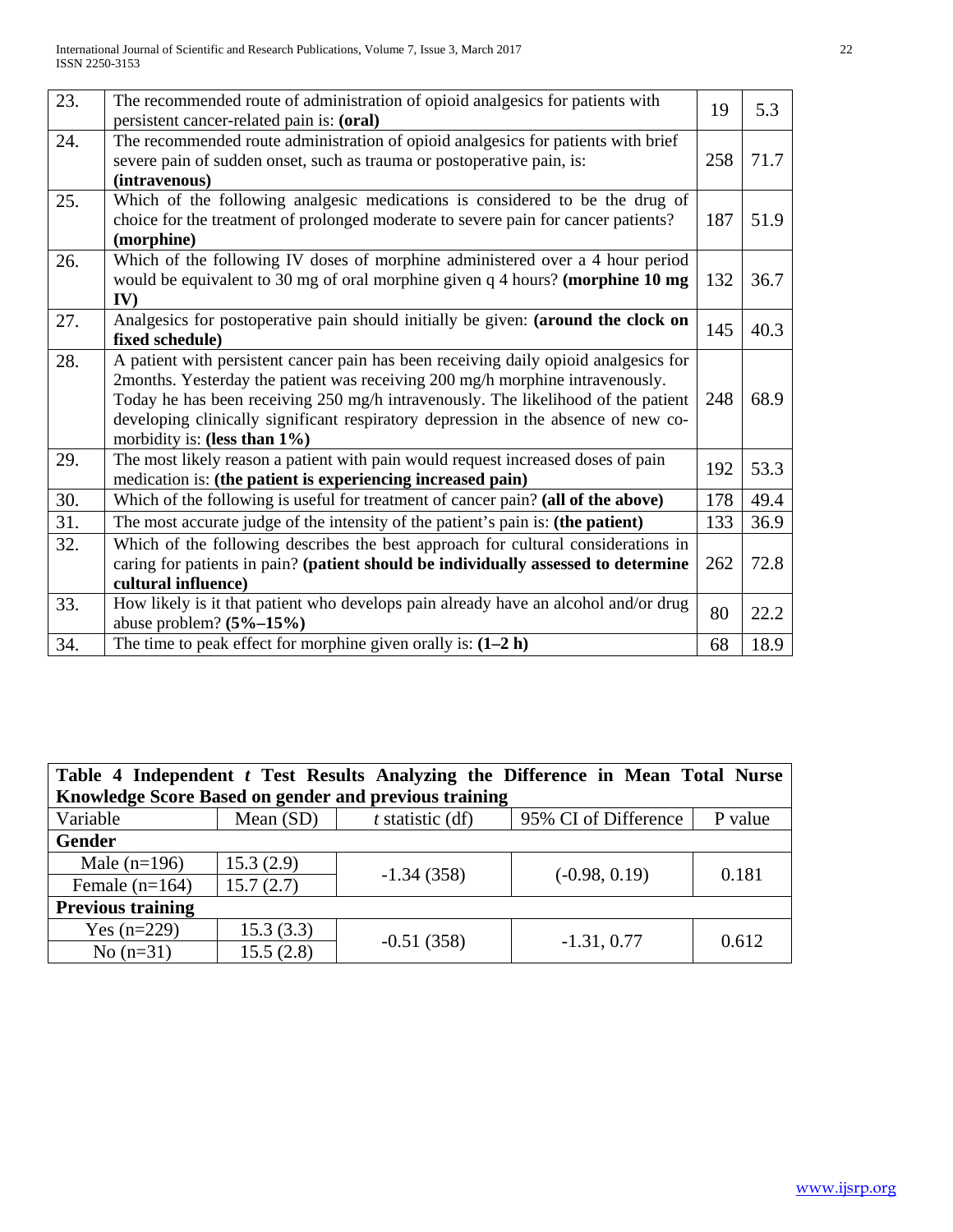| | | | |
|---|---|---|---|
| 23. | The recommended route of administration of opioid analgesics for patients with persistent cancer-related pain is: **(oral)** | 19 | 5.3 |
| 24. | The recommended route administration of opioid analgesics for patients with brief severe pain of sudden onset, such as trauma or postoperative pain, is: **(intravenous)** | 258 | 71.7 |
| 25. | Which of the following analgesic medications is considered to be the drug of choice for the treatment of prolonged moderate to severe pain for cancer patients? **(morphine)** | 187 | 51.9 |
| 26. | Which of the following IV doses of morphine administered over a 4 hour period would be equivalent to 30 mg of oral morphine given q 4 hours? **(morphine 10 mg IV)** | 132 | 36.7 |
| 27. | Analgesics for postoperative pain should initially be given: **(around the clock on fixed schedule)** | 145 | 40.3 |
| 28. | A patient with persistent cancer pain has been receiving daily opioid analgesics for 2months. Yesterday the patient was receiving 200 mg/h morphine intravenously. Today he has been receiving 250 mg/h intravenously. The likelihood of the patient developing clinically significant respiratory depression in the absence of new co-morbidity is: **(less than 1%)** | 248 | 68.9 |
| 29. | The most likely reason a patient with pain would request increased doses of pain medication is: **(the patient is experiencing increased pain)** | 192 | 53.3 |
| 30. | Which of the following is useful for treatment of cancer pain? **(all of the above)** | 178 | 49.4 |
| 31. | The most accurate judge of the intensity of the patient's pain is: **(the patient)** | 133 | 36.9 |
| 32. | Which of the following describes the best approach for cultural considerations in caring for patients in pain? **(patient should be individually assessed to determine cultural influence)** | 262 | 72.8 |
| 33. | How likely is it that patient who develops pain already have an alcohol and/or drug abuse problem? **(5%–15%)** | 80 | 22.2 |
| 34. | The time to peak effect for morphine given orally is: **(1–2 h)** | 68 | 18.9 |

**Table 4 Independent *t* Test Results Analyzing the Difference in Mean Total Nurse Knowledge Score Based on gender and previous training**

| Variable | Mean (SD) | *t* statistic (df) | 95% CI of Difference | P value |
|---|---|---|---|---|
| **Gender** | | | | |
| Male (n=196) | 15.3 (2.9) | -1.34 (358) | (-0.98, 0.19) | 0.181 |
| Female (n=164) | 15.7 (2.7) | | | |
| **Previous training** | | | | |
| Yes (n=229) | 15.3 (3.3) | -0.51 (358) | -1.31, 0.77 | 0.612 |
| No (n=31) | 15.5 (2.8) | | | |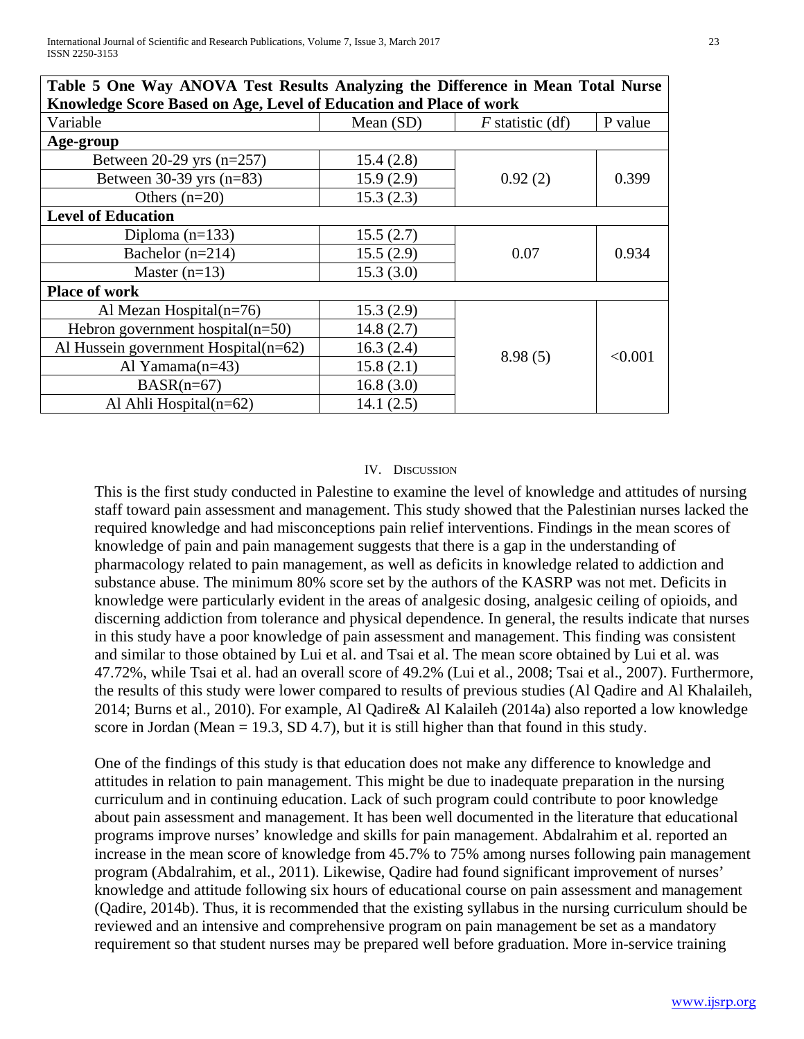**Table 5 One Way ANOVA Test Results Analyzing the Difference in Mean Total Nurse Knowledge Score Based on Age, Level of Education and Place of work**

| Variable | Mean (SD) | *F* statistic (df) | P value |
|---|---|---|---|
| **Age-group** | | | |
| Between 20-29 yrs (n=257) | 15.4 (2.8) | 0.92 (2) | 0.399 |
| Between 30-39 yrs (n=83) | 15.9 (2.9) | | |
| Others (n=20) | 15.3 (2.3) | | |
| **Level of Education** | | | |
| Diploma (n=133) | 15.5 (2.7) | 0.07 | 0.934 |
| Bachelor (n=214) | 15.5 (2.9) | | |
| Master (n=13) | 15.3 (3.0) | | |
| **Place of work** | | | |
| Al Mezan Hospital(n=76) | 15.3 (2.9) | 8.98 (5) | <0.001 |
| Hebron government hospital(n=50) | 14.8 (2.7) | | |
| Al Hussein government Hospital(n=62) | 16.3 (2.4) | | |
| Al Yamama(n=43) | 15.8 (2.1) | | |
| BASR(n=67) | 16.8 (3.0) | | |
| Al Ahli Hospital(n=62) | 14.1 (2.5) | | |

## IV. Discussion

This is the first study conducted in Palestine to examine the level of knowledge and attitudes of nursing staff toward pain assessment and management. This study showed that the Palestinian nurses lacked the required knowledge and had misconceptions pain relief interventions. Findings in the mean scores of knowledge of pain and pain management suggests that there is a gap in the understanding of pharmacology related to pain management, as well as deficits in knowledge related to addiction and substance abuse. The minimum 80% score set by the authors of the KASRP was not met. Deficits in knowledge were particularly evident in the areas of analgesic dosing, analgesic ceiling of opioids, and discerning addiction from tolerance and physical dependence. In general, the results indicate that nurses in this study have a poor knowledge of pain assessment and management. This finding was consistent and similar to those obtained by Lui et al. and Tsai et al. The mean score obtained by Lui et al. was 47.72%, while Tsai et al. had an overall score of 49.2% (Lui et al., 2008; Tsai et al., 2007). Furthermore, the results of this study were lower compared to results of previous studies (Al Qadire and Al Khalaileh, 2014; Burns et al., 2010). For example, Al Qadire& Al Kalaileh (2014a) also reported a low knowledge score in Jordan (Mean = 19.3, SD 4.7), but it is still higher than that found in this study.

One of the findings of this study is that education does not make any difference to knowledge and attitudes in relation to pain management. This might be due to inadequate preparation in the nursing curriculum and in continuing education. Lack of such program could contribute to poor knowledge about pain assessment and management. It has been well documented in the literature that educational programs improve nurses' knowledge and skills for pain management. Abdalrahim et al. reported an increase in the mean score of knowledge from 45.7% to 75% among nurses following pain management program (Abdalrahim, et al., 2011). Likewise, Qadire had found significant improvement of nurses' knowledge and attitude following six hours of educational course on pain assessment and management (Qadire, 2014b). Thus, it is recommended that the existing syllabus in the nursing curriculum should be reviewed and an intensive and comprehensive program on pain management be set as a mandatory requirement so that student nurses may be prepared well before graduation. More in-service training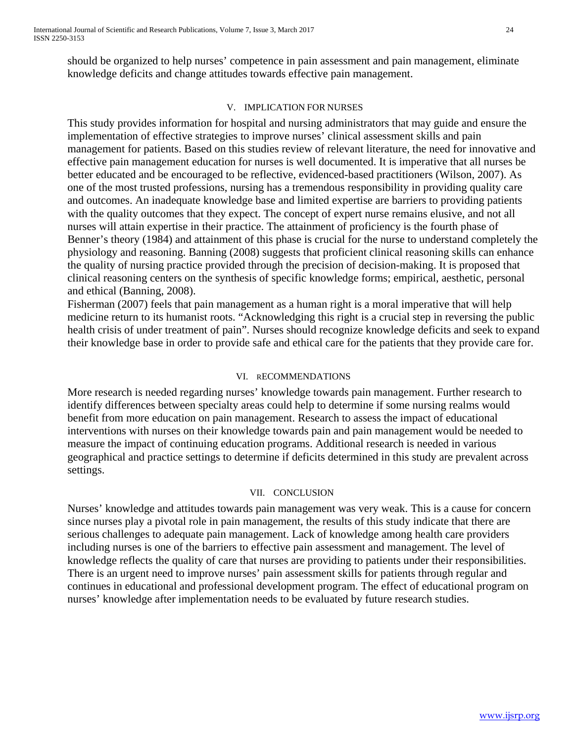should be organized to help nurses' competence in pain assessment and pain management, eliminate knowledge deficits and change attitudes towards effective pain management.

## V. IMPLICATION FOR NURSES

This study provides information for hospital and nursing administrators that may guide and ensure the implementation of effective strategies to improve nurses' clinical assessment skills and pain management for patients. Based on this studies review of relevant literature, the need for innovative and effective pain management education for nurses is well documented. It is imperative that all nurses be better educated and be encouraged to be reflective, evidenced-based practitioners (Wilson, 2007). As one of the most trusted professions, nursing has a tremendous responsibility in providing quality care and outcomes. An inadequate knowledge base and limited expertise are barriers to providing patients with the quality outcomes that they expect. The concept of expert nurse remains elusive, and not all nurses will attain expertise in their practice. The attainment of proficiency is the fourth phase of Benner's theory (1984) and attainment of this phase is crucial for the nurse to understand completely the physiology and reasoning. Banning (2008) suggests that proficient clinical reasoning skills can enhance the quality of nursing practice provided through the precision of decision-making. It is proposed that clinical reasoning centers on the synthesis of specific knowledge forms; empirical, aesthetic, personal and ethical (Banning, 2008).

Fisherman (2007) feels that pain management as a human right is a moral imperative that will help medicine return to its humanist roots. "Acknowledging this right is a crucial step in reversing the public health crisis of under treatment of pain". Nurses should recognize knowledge deficits and seek to expand their knowledge base in order to provide safe and ethical care for the patients that they provide care for.

## VI. RECOMMENDATIONS

More research is needed regarding nurses' knowledge towards pain management. Further research to identify differences between specialty areas could help to determine if some nursing realms would benefit from more education on pain management. Research to assess the impact of educational interventions with nurses on their knowledge towards pain and pain management would be needed to measure the impact of continuing education programs. Additional research is needed in various geographical and practice settings to determine if deficits determined in this study are prevalent across settings.

## VII. CONCLUSION

Nurses' knowledge and attitudes towards pain management was very weak. This is a cause for concern since nurses play a pivotal role in pain management, the results of this study indicate that there are serious challenges to adequate pain management. Lack of knowledge among health care providers including nurses is one of the barriers to effective pain assessment and management. The level of knowledge reflects the quality of care that nurses are providing to patients under their responsibilities. There is an urgent need to improve nurses' pain assessment skills for patients through regular and continues in educational and professional development program. The effect of educational program on nurses' knowledge after implementation needs to be evaluated by future research studies.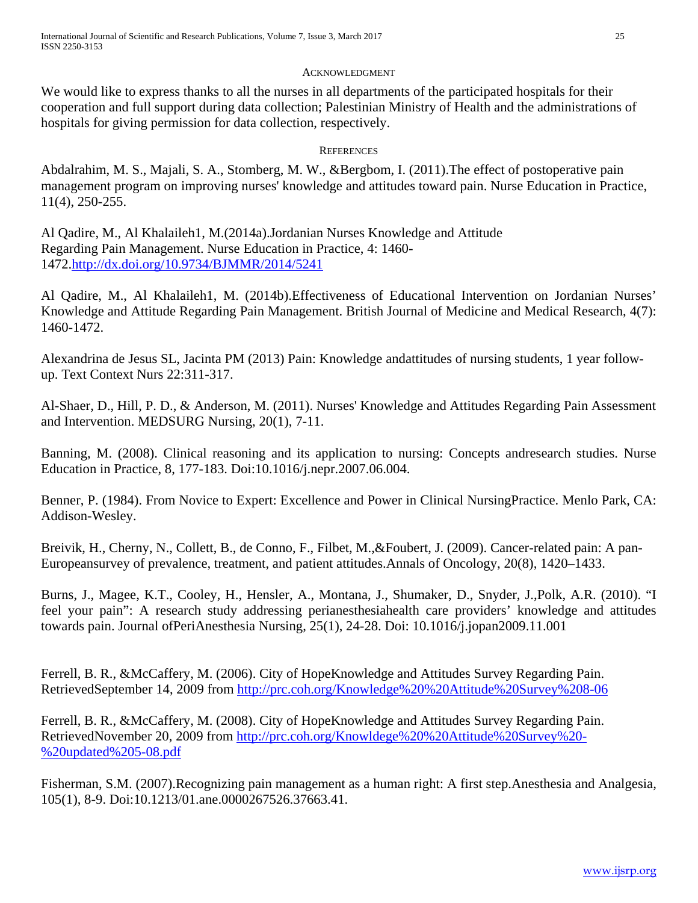## Acknowledgment

We would like to express thanks to all the nurses in all departments of the participated hospitals for their cooperation and full support during data collection; Palestinian Ministry of Health and the administrations of hospitals for giving permission for data collection, respectively.

## References

Abdalrahim, M. S., Majali, S. A., Stomberg, M. W., &Bergbom, I. (2011).The effect of postoperative pain management program on improving nurses' knowledge and attitudes toward pain. Nurse Education in Practice, 11(4), 250-255.

Al Qadire, M., Al Khalaileh1, M.(2014a).Jordanian Nurses Knowledge and Attitude Regarding Pain Management. Nurse Education in Practice, 4: 1460-1472.http://dx.doi.org/10.9734/BJMMR/2014/5241

Al Qadire, M., Al Khalaileh1, M. (2014b).Effectiveness of Educational Intervention on Jordanian Nurses' Knowledge and Attitude Regarding Pain Management. British Journal of Medicine and Medical Research, 4(7): 1460-1472.

Alexandrina de Jesus SL, Jacinta PM (2013) Pain: Knowledge andattitudes of nursing students, 1 year follow-up. Text Context Nurs 22:311-317.

Al-Shaer, D., Hill, P. D., & Anderson, M. (2011). Nurses' Knowledge and Attitudes Regarding Pain Assessment and Intervention. MEDSURG Nursing, 20(1), 7-11.

Banning, M. (2008). Clinical reasoning and its application to nursing: Concepts andresearch studies. Nurse Education in Practice, 8, 177-183. Doi:10.1016/j.nepr.2007.06.004.

Benner, P. (1984). From Novice to Expert: Excellence and Power in Clinical NursingPractice. Menlo Park, CA: Addison-Wesley.

Breivik, H., Cherny, N., Collett, B., de Conno, F., Filbet, M.,&Foubert, J. (2009). Cancer-related pain: A pan-Europeansurvey of prevalence, treatment, and patient attitudes.Annals of Oncology, 20(8), 1420–1433.

Burns, J., Magee, K.T., Cooley, H., Hensler, A., Montana, J., Shumaker, D., Snyder, J.,Polk, A.R. (2010). "I feel your pain": A research study addressing perianesthesiahealth care providers' knowledge and attitudes towards pain. Journal ofPeriAnesthesia Nursing, 25(1), 24-28. Doi: 10.1016/j.jopan2009.11.001

Ferrell, B. R., &McCaffery, M. (2006). City of HopeKnowledge and Attitudes Survey Regarding Pain. RetrievedSeptember 14, 2009 from http://prc.coh.org/Knowledge%20%20Attitude%20Survey%208-06

Ferrell, B. R., &McCaffery, M. (2008). City of HopeKnowledge and Attitudes Survey Regarding Pain. RetrievedNovember 20, 2009 from http://prc.coh.org/Knowldege%20%20Attitude%20Survey%20-%20updated%205-08.pdf

Fisherman, S.M. (2007).Recognizing pain management as a human right: A first step.Anesthesia and Analgesia, 105(1), 8-9. Doi:10.1213/01.ane.0000267526.37663.41.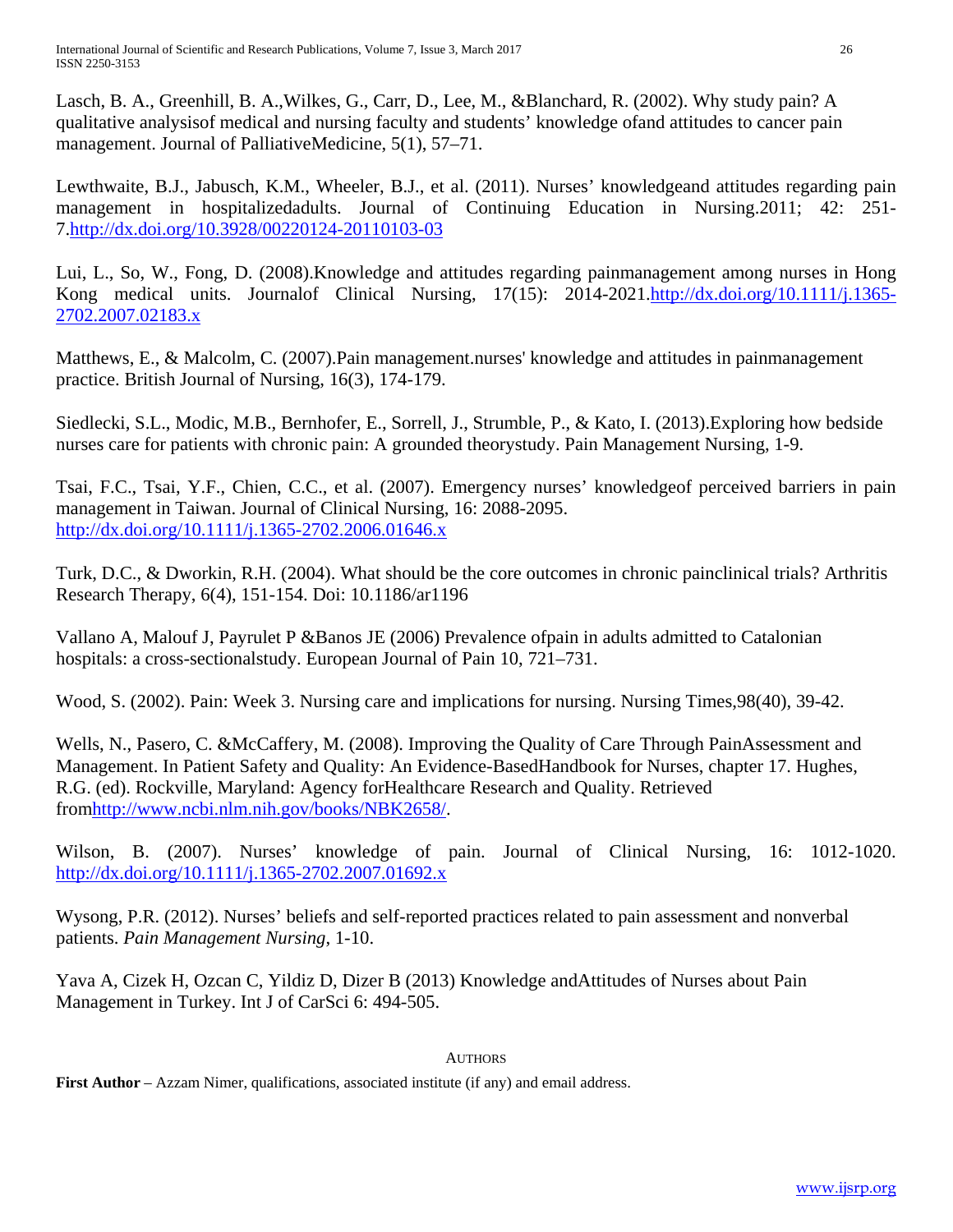Lasch, B. A., Greenhill, B. A.,Wilkes, G., Carr, D., Lee, M., &Blanchard, R. (2002). Why study pain? A qualitative analysisof medical and nursing faculty and students' knowledge ofand attitudes to cancer pain management. Journal of PalliativeMedicine, 5(1), 57–71.

Lewthwaite, B.J., Jabusch, K.M., Wheeler, B.J., et al. (2011). Nurses' knowledgeand attitudes regarding pain management in hospitalizedadults. Journal of Continuing Education in Nursing.2011; 42: 251-7.http://dx.doi.org/10.3928/00220124-20110103-03

Lui, L., So, W., Fong, D. (2008).Knowledge and attitudes regarding painmanagement among nurses in Hong Kong medical units. Journalof Clinical Nursing, 17(15): 2014-2021.http://dx.doi.org/10.1111/j.1365-2702.2007.02183.x

Matthews, E., & Malcolm, C. (2007).Pain management.nurses' knowledge and attitudes in painmanagement practice. British Journal of Nursing, 16(3), 174-179.

Siedlecki, S.L., Modic, M.B., Bernhofer, E., Sorrell, J., Strumble, P., & Kato, I. (2013).Exploring how bedside nurses care for patients with chronic pain: A grounded theorystudy. Pain Management Nursing, 1-9.

Tsai, F.C., Tsai, Y.F., Chien, C.C., et al. (2007). Emergency nurses' knowledgeof perceived barriers in pain management in Taiwan. Journal of Clinical Nursing, 16: 2088-2095. http://dx.doi.org/10.1111/j.1365-2702.2006.01646.x

Turk, D.C., & Dworkin, R.H. (2004). What should be the core outcomes in chronic painclinical trials? Arthritis Research Therapy, 6(4), 151-154. Doi: 10.1186/ar1196

Vallano A, Malouf J, Payrulet P &Banos JE (2006) Prevalence ofpain in adults admitted to Catalonian hospitals: a cross-sectionalstudy. European Journal of Pain 10, 721–731.

Wood, S. (2002). Pain: Week 3. Nursing care and implications for nursing. Nursing Times,98(40), 39-42.

Wells, N., Pasero, C. &McCaffery, M. (2008). Improving the Quality of Care Through PainAssessment and Management. In Patient Safety and Quality: An Evidence-BasedHandbook for Nurses, chapter 17. Hughes, R.G. (ed). Rockville, Maryland: Agency forHealthcare Research and Quality. Retrieved fromhttp://www.ncbi.nlm.nih.gov/books/NBK2658/.

Wilson, B. (2007). Nurses' knowledge of pain. Journal of Clinical Nursing, 16: 1012-1020. http://dx.doi.org/10.1111/j.1365-2702.2007.01692.x

Wysong, P.R. (2012). Nurses' beliefs and self-reported practices related to pain assessment and nonverbal patients. *Pain Management Nursing*, 1-10.

Yava A, Cizek H, Ozcan C, Yildiz D, Dizer B (2013) Knowledge andAttitudes of Nurses about Pain Management in Turkey. Int J of CarSci 6: 494-505.

## Authors

**First Author** – Azzam Nimer, qualifications, associated institute (if any) and email address.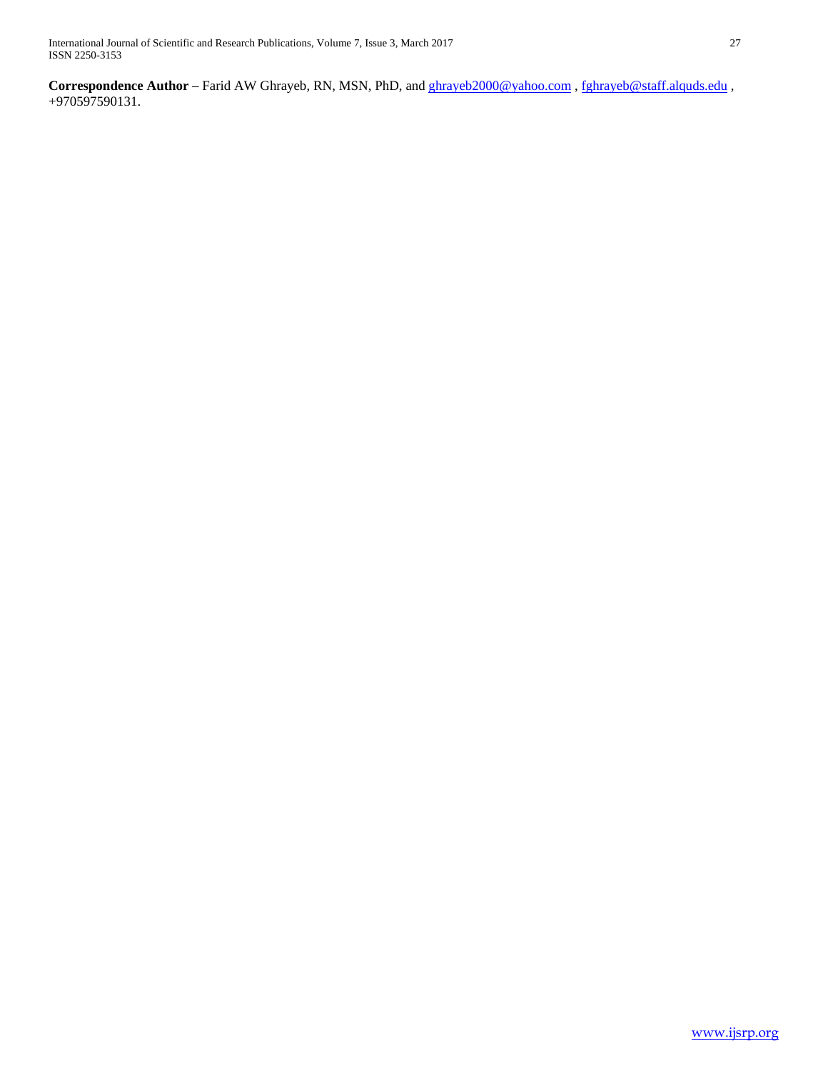**Correspondence Author** – Farid AW Ghrayeb, RN, MSN, PhD, and ghrayeb2000@yahoo.com , fghrayeb@staff.alquds.edu , +970597590131.